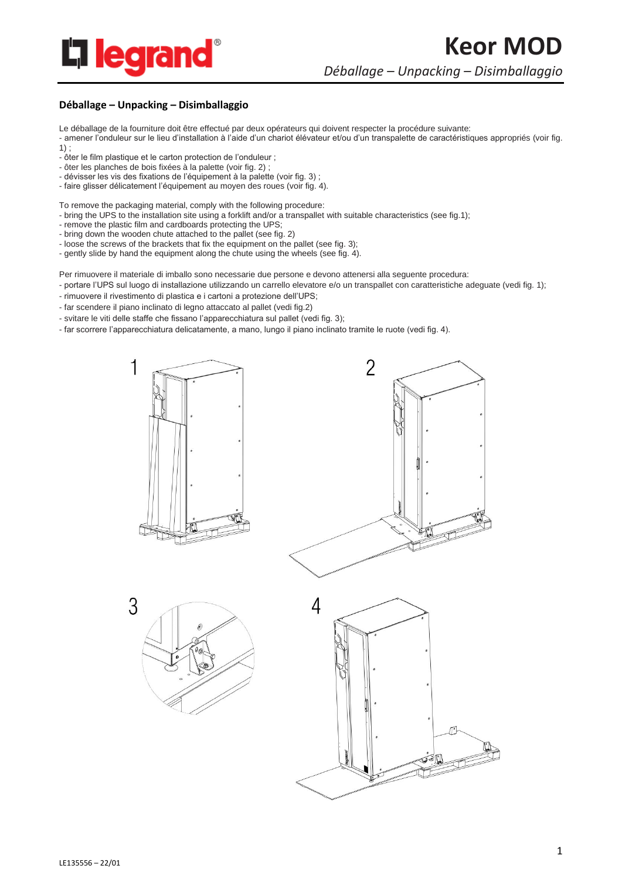# Keor MOD

*Déballage – Unpacking – Disimballaggio*

## Déballage – Unpacking – Disimballaggio

Le déballage de la fourniture doit être effectué par deux opérateurs qui doivent respecter la procédure suivante:

- amener l'onduleur sur le lieu d'installation à l'aide d'un chariot élévateur et/ou d'un transpalette de caractéristiques appropriés (voir fig. 1) ;
- ôter le film plastique et le carton protection de l'onduleur ;
- ôter les planches de bois fixées à la palette (voir fig. 2) ;
- dévisser les vis des fixations de l'équipement à la palette (voir fig. 3) ;
- faire glisser délicatement l'équipement au moyen des roues (voir fig. 4).

To remove the packaging material, comply with the following procedure:

- bring the UPS to the installation site using a forklift and/or a transpallet with suitable characteristics (see fig.1);
- remove the plastic film and cardboards protecting the UPS;
- bring down the wooden chute attached to the pallet (see fig. 2)
- loose the screws of the brackets that fix the equipment on the pallet (see fig. 3);
- gently slide by hand the equipment along the chute using the wheels (see fig. 4).

Per rimuovere il materiale di imballo sono necessarie due persone e devono attenersi alla seguente procedura:

- portare l'UPS sul luogo di installazione utilizzando un carrello elevatore e/o un transpallet con caratteristiche adeguate (vedi fig. 1);
- rimuovere il rivestimento di plastica e i cartoni a protezione dell'UPS;
- far scendere il piano inclinato di legno attaccato al pallet (vedi fig.2)
- svitare le viti delle staffe che fissano l'apparecchiatura sul pallet (vedi fig. 3);
- far scorrere l'apparecchiatura delicatamente, a mano, lungo il piano inclinato tramite le ruote (vedi fig. 4).

1

2

3

4

LE135556 – 22/01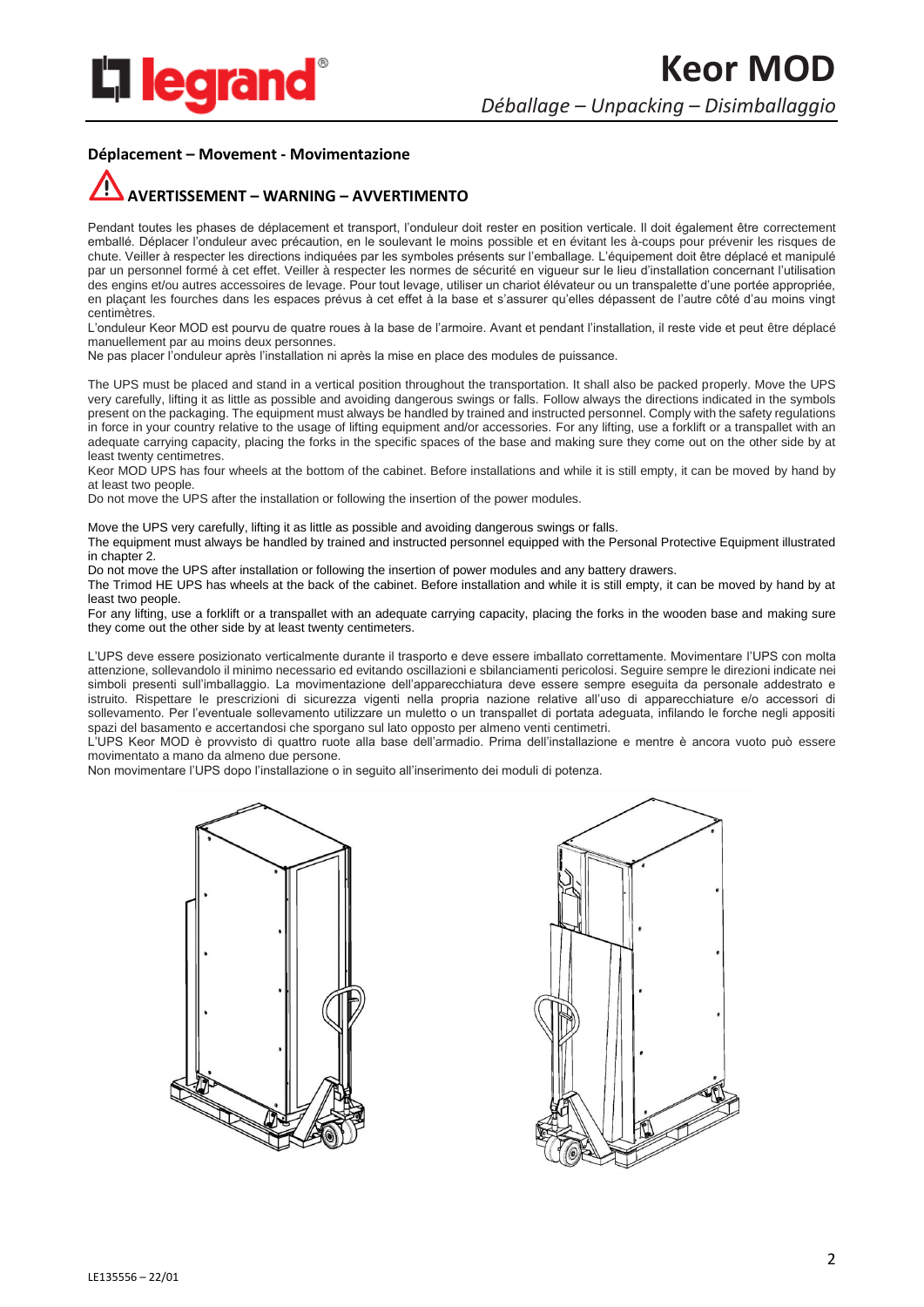## Déplacement – Movement - Movimentazione

### AVERTISSEMENT – WARNING – AVVERTIMENTO

Pendant toutes les phases de déplacement et transport, l'onduleur doit rester en position verticale. Il doit également être correctement emballé. Déplacer l'onduleur avec précaution, en le soulevant le moins possible et en évitant les à-coups pour prévenir les risques de chute. Veiller à respecter les directions indiquées par les symboles présents sur l'emballage. L'équipement doit être déplacé et manipulé par un personnel formé à cet effet. Veiller à respecter les normes de sécurité en vigueur sur le lieu d'installation concernant l'utilisation des engins et/ou autres accessoires de levage. Pour tout levage, utiliser un chariot élévateur ou un transpalette d'une portée appropriée, en plaçant les fourches dans les espaces prévus à cet effet à la base et s'assurer qu'elles dépassent de l'autre côté d'au moins vingt centimètres.
L'onduleur Keor MOD est pourvu de quatre roues à la base de l'armoire. Avant et pendant l'installation, il reste vide et peut être déplacé manuellement par au moins deux personnes.
Ne pas placer l'onduleur après l'installation ni après la mise en place des modules de puissance.

The UPS must be placed and stand in a vertical position throughout the transportation. It shall also be packed properly. Move the UPS very carefully, lifting it as little as possible and avoiding dangerous swings or falls. Follow always the directions indicated in the symbols present on the packaging. The equipment must always be handled by trained and instructed personnel. Comply with the safety regulations in force in your country relative to the usage of lifting equipment and/or accessories. For any lifting, use a forklift or a transpallet with an adequate carrying capacity, placing the forks in the specific spaces of the base and making sure they come out on the other side by at least twenty centimetres.
Keor MOD UPS has four wheels at the bottom of the cabinet. Before installations and while it is still empty, it can be moved by hand by at least two people.
Do not move the UPS after the installation or following the insertion of the power modules.

Move the UPS very carefully, lifting it as little as possible and avoiding dangerous swings or falls.
The equipment must always be handled by trained and instructed personnel equipped with the Personal Protective Equipment illustrated in chapter 2.
Do not move the UPS after installation or following the insertion of power modules and any battery drawers.
The Trimod HE UPS has wheels at the back of the cabinet. Before installation and while it is still empty, it can be moved by hand by at least two people.
For any lifting, use a forklift or a transpallet with an adequate carrying capacity, placing the forks in the wooden base and making sure they come out the other side by at least twenty centimeters.

L'UPS deve essere posizionato verticalmente durante il trasporto e deve essere imballato correttamente. Movimentare l'UPS con molta attenzione, sollevandolo il minimo necessario ed evitando oscillazioni e sbilanciamenti pericolosi. Seguire sempre le direzioni indicate nei simboli presenti sull'imballaggio. La movimentazione dell'apparecchiatura deve essere sempre eseguita da personale addestrato e istruito. Rispettare le prescrizioni di sicurezza vigenti nella propria nazione relative all'uso di apparecchiature e/o accessori di sollevamento. Per l'eventuale sollevamento utilizzare un muletto o un transpallet di portata adeguata, infilando le forche negli appositi spazi del basamento e accertandosi che sporgano sul lato opposto per almeno venti centimetri.
L'UPS Keor MOD è provvisto di quattro ruote alla base dell'armadio. Prima dell'installazione e mentre è ancora vuoto può essere movimentato a mano da almeno due persone.
Non movimentare l'UPS dopo l'installazione o in seguito all'inserimento dei moduli di potenza.

LE135556 – 22/01